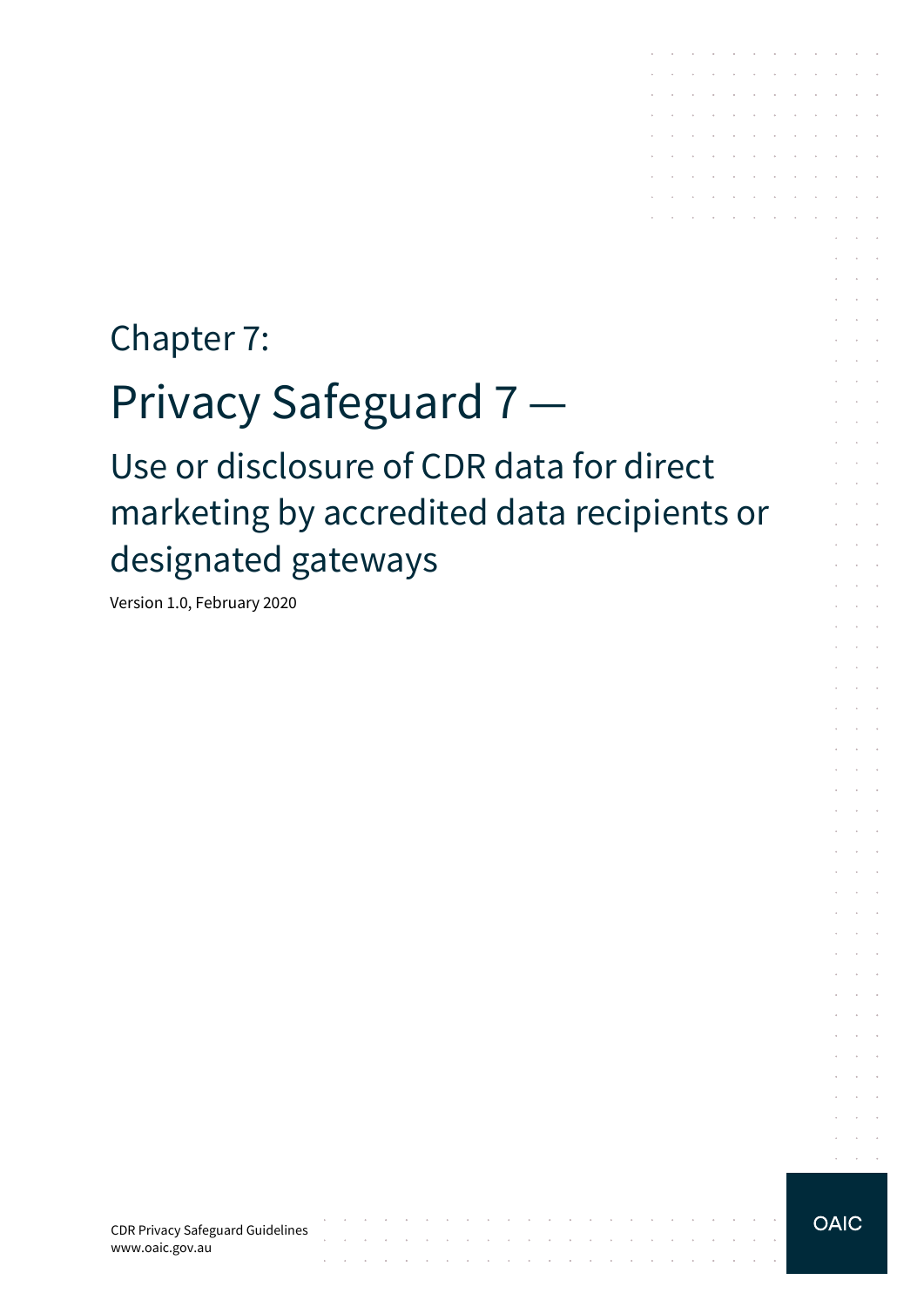# Chapter 7:

# Privacy Safeguard 7 —

## Use or disclosure of CDR data for direct marketing by accredited data recipients or designated gateways

Version 1.0, February 2020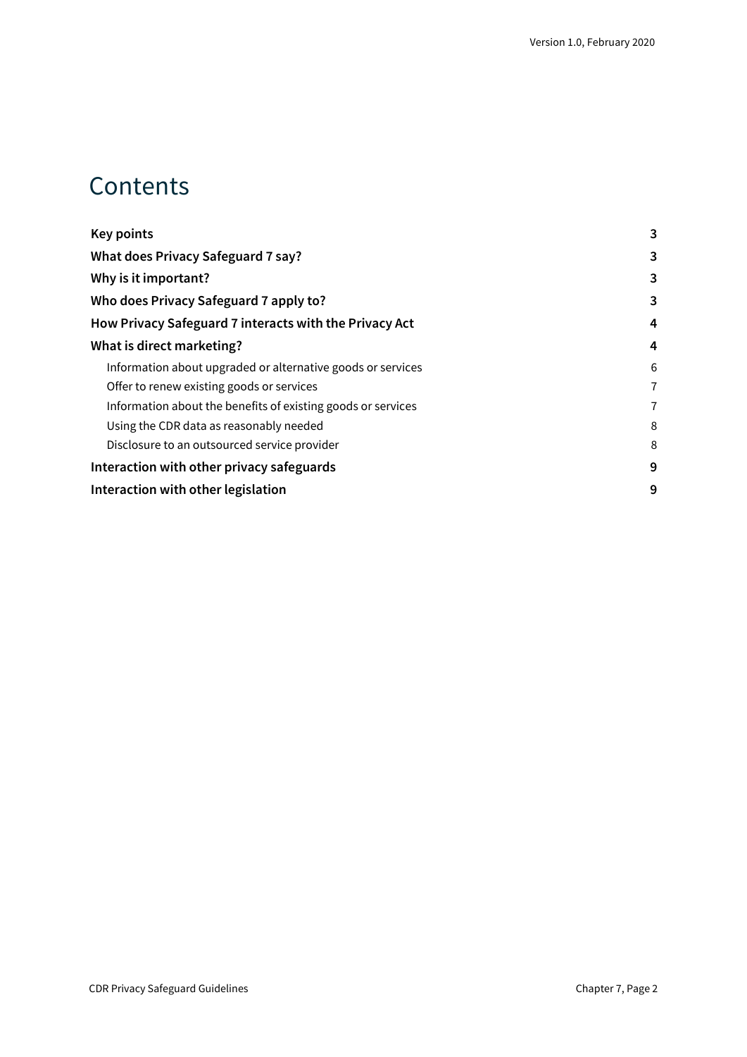# Contents

| | |
|---|---|
| **Key points** | **3** |
| **What does Privacy Safeguard 7 say?** | **3** |
| **Why is it important?** | **3** |
| **Who does Privacy Safeguard 7 apply to?** | **3** |
| **How Privacy Safeguard 7 interacts with the Privacy Act** | **4** |
| **What is direct marketing?** | **4** |
| Information about upgraded or alternative goods or services | 6 |
| Offer to renew existing goods or services | 7 |
| Information about the benefits of existing goods or services | 7 |
| Using the CDR data as reasonably needed | 8 |
| Disclosure to an outsourced service provider | 8 |
| **Interaction with other privacy safeguards** | **9** |
| **Interaction with other legislation** | **9** |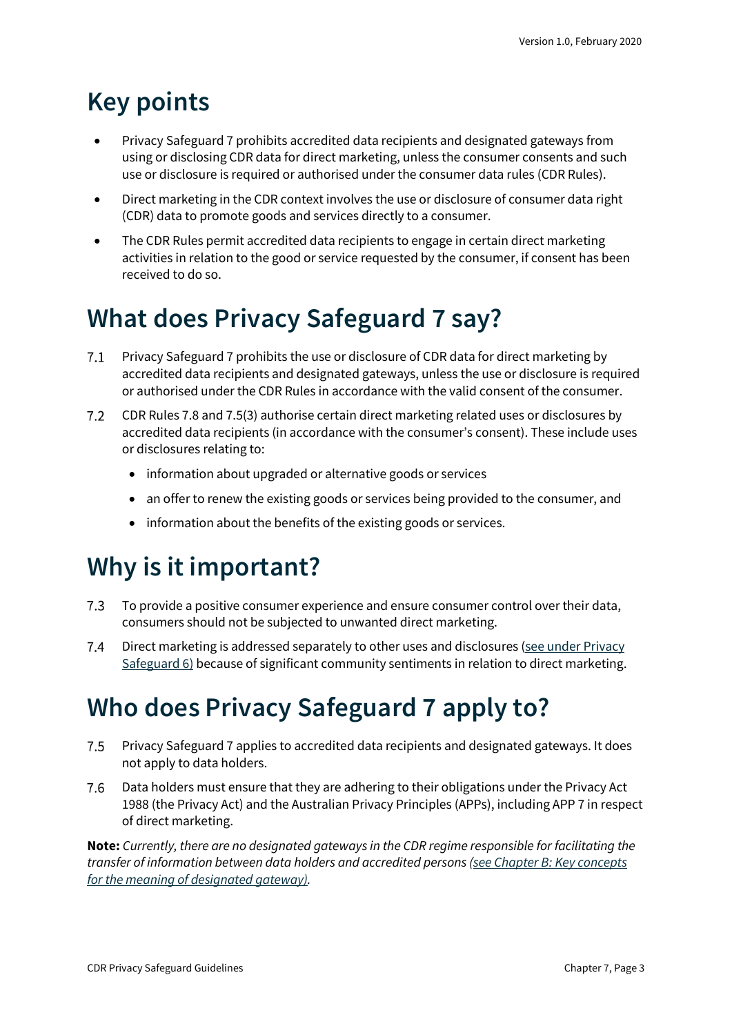# Key points

- Privacy Safeguard 7 prohibits accredited data recipients and designated gateways from using or disclosing CDR data for direct marketing, unless the consumer consents and such use or disclosure is required or authorised under the consumer data rules (CDR Rules).
- Direct marketing in the CDR context involves the use or disclosure of consumer data right (CDR) data to promote goods and services directly to a consumer.
- The CDR Rules permit accredited data recipients to engage in certain direct marketing activities in relation to the good or service requested by the consumer, if consent has been received to do so.

# What does Privacy Safeguard 7 say?

7.1 Privacy Safeguard 7 prohibits the use or disclosure of CDR data for direct marketing by accredited data recipients and designated gateways, unless the use or disclosure is required or authorised under the CDR Rules in accordance with the valid consent of the consumer.

7.2 CDR Rules 7.8 and 7.5(3) authorise certain direct marketing related uses or disclosures by accredited data recipients (in accordance with the consumer's consent). These include uses or disclosures relating to:

- information about upgraded or alternative goods or services
- an offer to renew the existing goods or services being provided to the consumer, and
- information about the benefits of the existing goods or services.

# Why is it important?

7.3 To provide a positive consumer experience and ensure consumer control over their data, consumers should not be subjected to unwanted direct marketing.

7.4 Direct marketing is addressed separately to other uses and disclosures (see under Privacy Safeguard 6) because of significant community sentiments in relation to direct marketing.

# Who does Privacy Safeguard 7 apply to?

7.5 Privacy Safeguard 7 applies to accredited data recipients and designated gateways. It does not apply to data holders.

7.6 Data holders must ensure that they are adhering to their obligations under the Privacy Act 1988 (the Privacy Act) and the Australian Privacy Principles (APPs), including APP 7 in respect of direct marketing.

**Note:** *Currently, there are no designated gateways in the CDR regime responsible for facilitating the transfer of information between data holders and accredited persons (see Chapter B: Key concepts for the meaning of designated gateway).*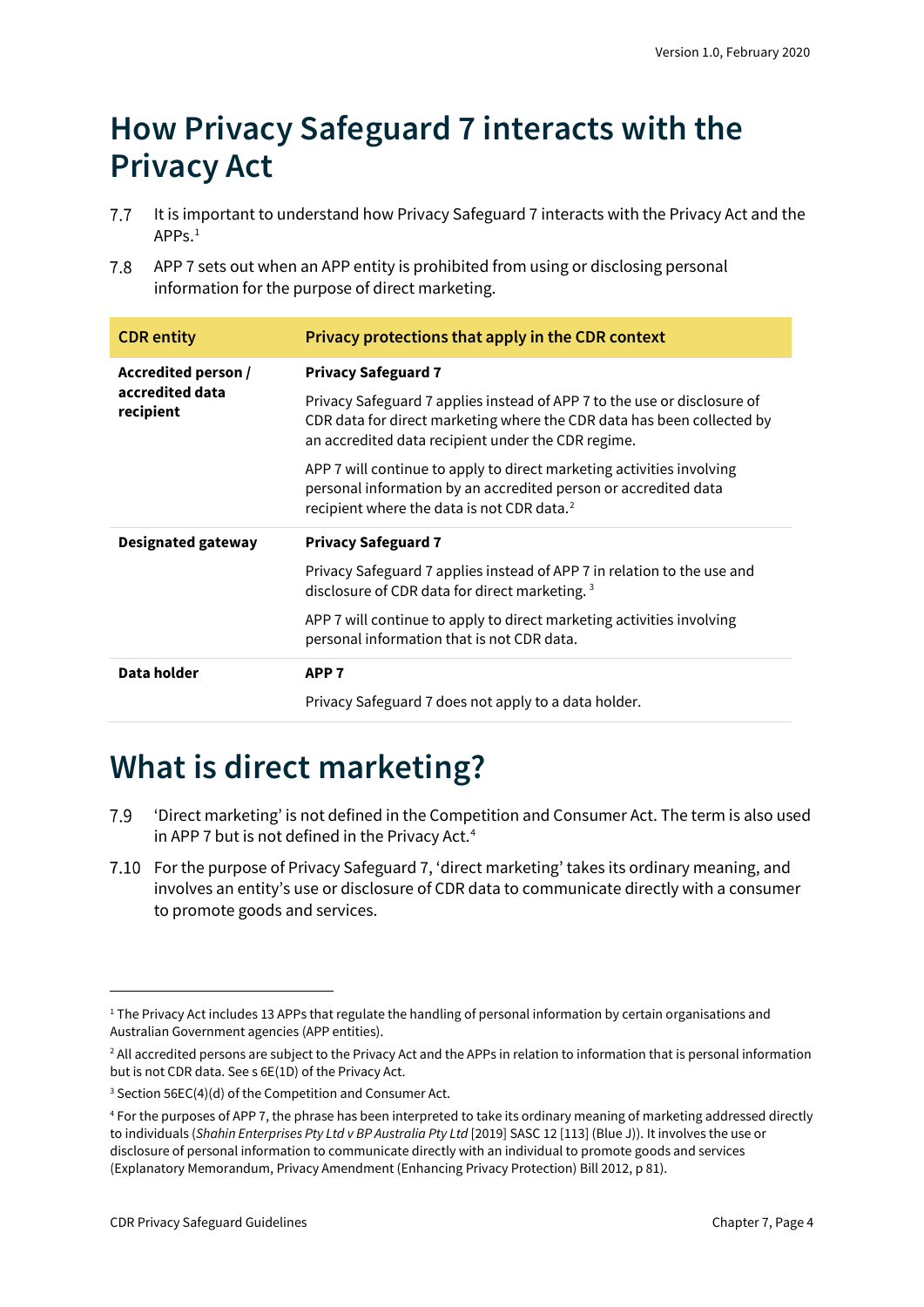# How Privacy Safeguard 7 interacts with the Privacy Act

7.7 It is important to understand how Privacy Safeguard 7 interacts with the Privacy Act and the APPs.[1]

7.8 APP 7 sets out when an APP entity is prohibited from using or disclosing personal information for the purpose of direct marketing.

| CDR entity | Privacy protections that apply in the CDR context |
|---|---|
| **Accredited person / accredited data recipient** | **Privacy Safeguard 7**<br><br>Privacy Safeguard 7 applies instead of APP 7 to the use or disclosure of CDR data for direct marketing where the CDR data has been collected by an accredited data recipient under the CDR regime.<br><br>APP 7 will continue to apply to direct marketing activities involving personal information by an accredited person or accredited data recipient where the data is not CDR data.[2] |
| **Designated gateway** | **Privacy Safeguard 7**<br><br>Privacy Safeguard 7 applies instead of APP 7 in relation to the use and disclosure of CDR data for direct marketing. [3]<br><br>APP 7 will continue to apply to direct marketing activities involving personal information that is not CDR data. |
| **Data holder** | **APP 7**<br><br>Privacy Safeguard 7 does not apply to a data holder. |

# What is direct marketing?

7.9 'Direct marketing' is not defined in the Competition and Consumer Act. The term is also used in APP 7 but is not defined in the Privacy Act.[4]

7.10 For the purpose of Privacy Safeguard 7, 'direct marketing' takes its ordinary meaning, and involves an entity's use or disclosure of CDR data to communicate directly with a consumer to promote goods and services.

---

[1] The Privacy Act includes 13 APPs that regulate the handling of personal information by certain organisations and Australian Government agencies (APP entities).

[2] All accredited persons are subject to the Privacy Act and the APPs in relation to information that is personal information but is not CDR data. See s 6E(1D) of the Privacy Act.

[3] Section 56EC(4)(d) of the Competition and Consumer Act.

[4] For the purposes of APP 7, the phrase has been interpreted to take its ordinary meaning of marketing addressed directly to individuals (*Shahin Enterprises Pty Ltd v BP Australia Pty Ltd* [2019] SASC 12 [113] (Blue J)). It involves the use or disclosure of personal information to communicate directly with an individual to promote goods and services (Explanatory Memorandum, Privacy Amendment (Enhancing Privacy Protection) Bill 2012, p 81).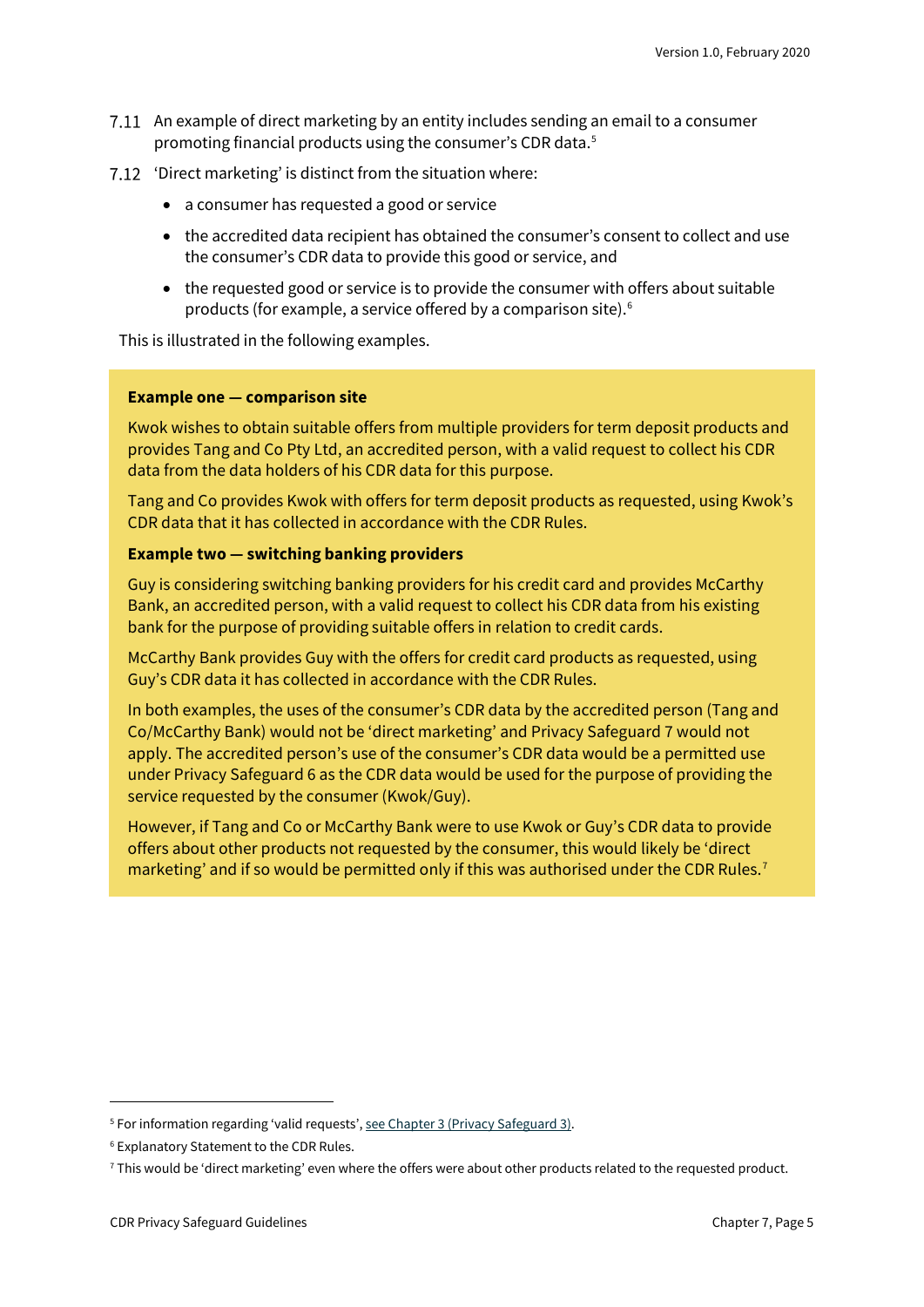7.11 An example of direct marketing by an entity includes sending an email to a consumer promoting financial products using the consumer's CDR data.[5]

7.12 'Direct marketing' is distinct from the situation where:

- a consumer has requested a good or service
- the accredited data recipient has obtained the consumer's consent to collect and use the consumer's CDR data to provide this good or service, and
- the requested good or service is to provide the consumer with offers about suitable products (for example, a service offered by a comparison site).[6]

This is illustrated in the following examples.

**Example one — comparison site**

Kwok wishes to obtain suitable offers from multiple providers for term deposit products and provides Tang and Co Pty Ltd, an accredited person, with a valid request to collect his CDR data from the data holders of his CDR data for this purpose.

Tang and Co provides Kwok with offers for term deposit products as requested, using Kwok's CDR data that it has collected in accordance with the CDR Rules.

**Example two — switching banking providers**

Guy is considering switching banking providers for his credit card and provides McCarthy Bank, an accredited person, with a valid request to collect his CDR data from his existing bank for the purpose of providing suitable offers in relation to credit cards.

McCarthy Bank provides Guy with the offers for credit card products as requested, using Guy's CDR data it has collected in accordance with the CDR Rules.

In both examples, the uses of the consumer's CDR data by the accredited person (Tang and Co/McCarthy Bank) would not be 'direct marketing' and Privacy Safeguard 7 would not apply. The accredited person's use of the consumer's CDR data would be a permitted use under Privacy Safeguard 6 as the CDR data would be used for the purpose of providing the service requested by the consumer (Kwok/Guy).

However, if Tang and Co or McCarthy Bank were to use Kwok or Guy's CDR data to provide offers about other products not requested by the consumer, this would likely be 'direct marketing' and if so would be permitted only if this was authorised under the CDR Rules.[7]

---

[5] For information regarding 'valid requests', see Chapter 3 (Privacy Safeguard 3).

[6] Explanatory Statement to the CDR Rules.

[7] This would be 'direct marketing' even where the offers were about other products related to the requested product.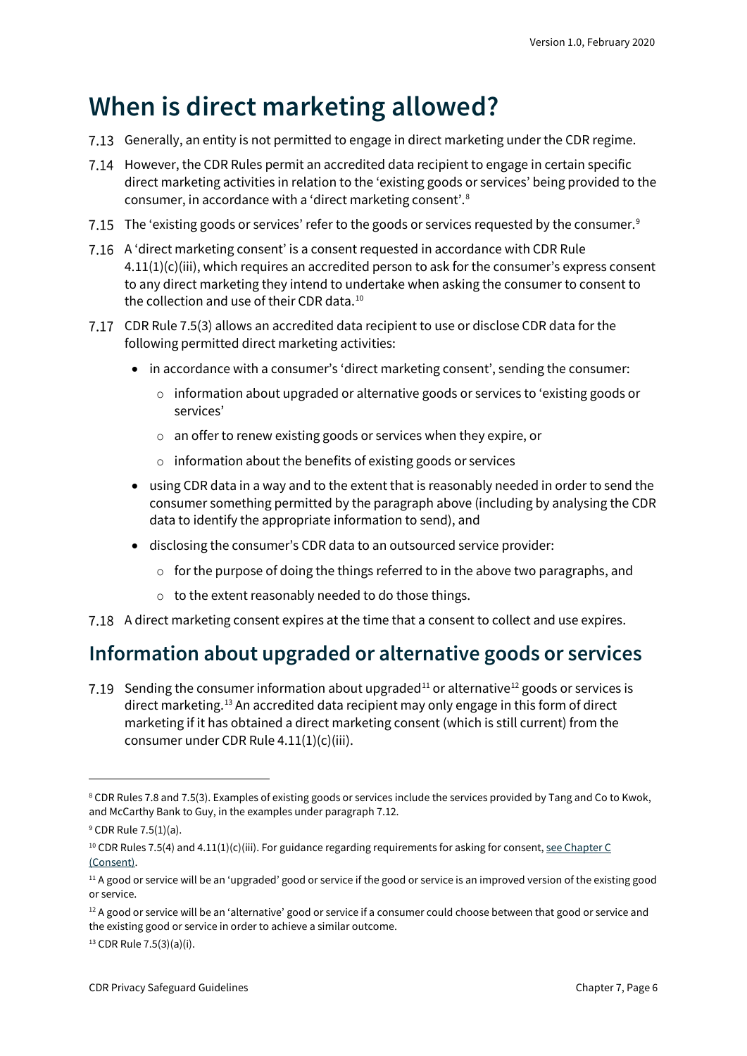# When is direct marketing allowed?

7.13 Generally, an entity is not permitted to engage in direct marketing under the CDR regime.

7.14 However, the CDR Rules permit an accredited data recipient to engage in certain specific direct marketing activities in relation to the 'existing goods or services' being provided to the consumer, in accordance with a 'direct marketing consent'.[8]

7.15 The 'existing goods or services' refer to the goods or services requested by the consumer.[9]

7.16 A 'direct marketing consent' is a consent requested in accordance with CDR Rule 4.11(1)(c)(iii), which requires an accredited person to ask for the consumer's express consent to any direct marketing they intend to undertake when asking the consumer to consent to the collection and use of their CDR data.[10]

7.17 CDR Rule 7.5(3) allows an accredited data recipient to use or disclose CDR data for the following permitted direct marketing activities:

- in accordance with a consumer's 'direct marketing consent', sending the consumer:
  - information about upgraded or alternative goods or services to 'existing goods or services'
  - an offer to renew existing goods or services when they expire, or
  - information about the benefits of existing goods or services
- using CDR data in a way and to the extent that is reasonably needed in order to send the consumer something permitted by the paragraph above (including by analysing the CDR data to identify the appropriate information to send), and
- disclosing the consumer's CDR data to an outsourced service provider:
  - for the purpose of doing the things referred to in the above two paragraphs, and
  - to the extent reasonably needed to do those things.

7.18 A direct marketing consent expires at the time that a consent to collect and use expires.

## Information about upgraded or alternative goods or services

7.19 Sending the consumer information about upgraded[11] or alternative[12] goods or services is direct marketing.[13] An accredited data recipient may only engage in this form of direct marketing if it has obtained a direct marketing consent (which is still current) from the consumer under CDR Rule 4.11(1)(c)(iii).

---

[8] CDR Rules 7.8 and 7.5(3). Examples of existing goods or services include the services provided by Tang and Co to Kwok, and McCarthy Bank to Guy, in the examples under paragraph 7.12.

[9] CDR Rule 7.5(1)(a).

[10] CDR Rules 7.5(4) and 4.11(1)(c)(iii). For guidance regarding requirements for asking for consent, see Chapter C (Consent).

[11] A good or service will be an 'upgraded' good or service if the good or service is an improved version of the existing good or service.

[12] A good or service will be an 'alternative' good or service if a consumer could choose between that good or service and the existing good or service in order to achieve a similar outcome.

[13] CDR Rule 7.5(3)(a)(i).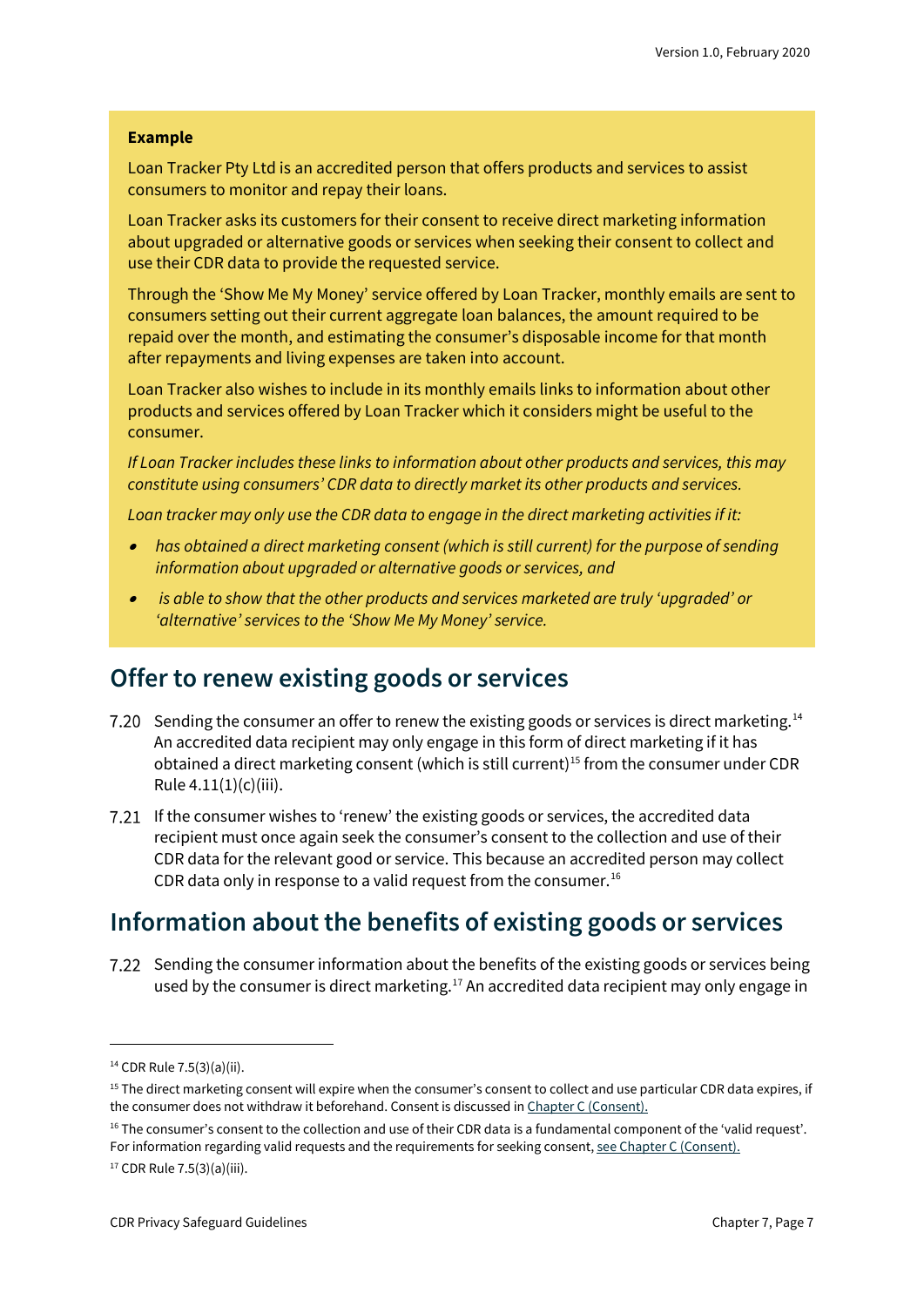**Example**

Loan Tracker Pty Ltd is an accredited person that offers products and services to assist consumers to monitor and repay their loans.

Loan Tracker asks its customers for their consent to receive direct marketing information about upgraded or alternative goods or services when seeking their consent to collect and use their CDR data to provide the requested service.

Through the 'Show Me My Money' service offered by Loan Tracker, monthly emails are sent to consumers setting out their current aggregate loan balances, the amount required to be repaid over the month, and estimating the consumer's disposable income for that month after repayments and living expenses are taken into account.

Loan Tracker also wishes to include in its monthly emails links to information about other products and services offered by Loan Tracker which it considers might be useful to the consumer.

*If Loan Tracker includes these links to information about other products and services, this may constitute using consumers' CDR data to directly market its other products and services.*

*Loan tracker may only use the CDR data to engage in the direct marketing activities if it:*

- *has obtained a direct marketing consent (which is still current) for the purpose of sending information about upgraded or alternative goods or services, and*
- *is able to show that the other products and services marketed are truly 'upgraded' or 'alternative' services to the 'Show Me My Money' service.*

## Offer to renew existing goods or services

7.20 Sending the consumer an offer to renew the existing goods or services is direct marketing.[14] An accredited data recipient may only engage in this form of direct marketing if it has obtained a direct marketing consent (which is still current)[15] from the consumer under CDR Rule 4.11(1)(c)(iii).

7.21 If the consumer wishes to 'renew' the existing goods or services, the accredited data recipient must once again seek the consumer's consent to the collection and use of their CDR data for the relevant good or service. This because an accredited person may collect CDR data only in response to a valid request from the consumer.[16]

## Information about the benefits of existing goods or services

7.22 Sending the consumer information about the benefits of the existing goods or services being used by the consumer is direct marketing.[17] An accredited data recipient may only engage in

---

[14] CDR Rule 7.5(3)(a)(ii).

[15] The direct marketing consent will expire when the consumer's consent to collect and use particular CDR data expires, if the consumer does not withdraw it beforehand. Consent is discussed in Chapter C (Consent).

[16] The consumer's consent to the collection and use of their CDR data is a fundamental component of the 'valid request'. For information regarding valid requests and the requirements for seeking consent, see Chapter C (Consent).

[17] CDR Rule 7.5(3)(a)(iii).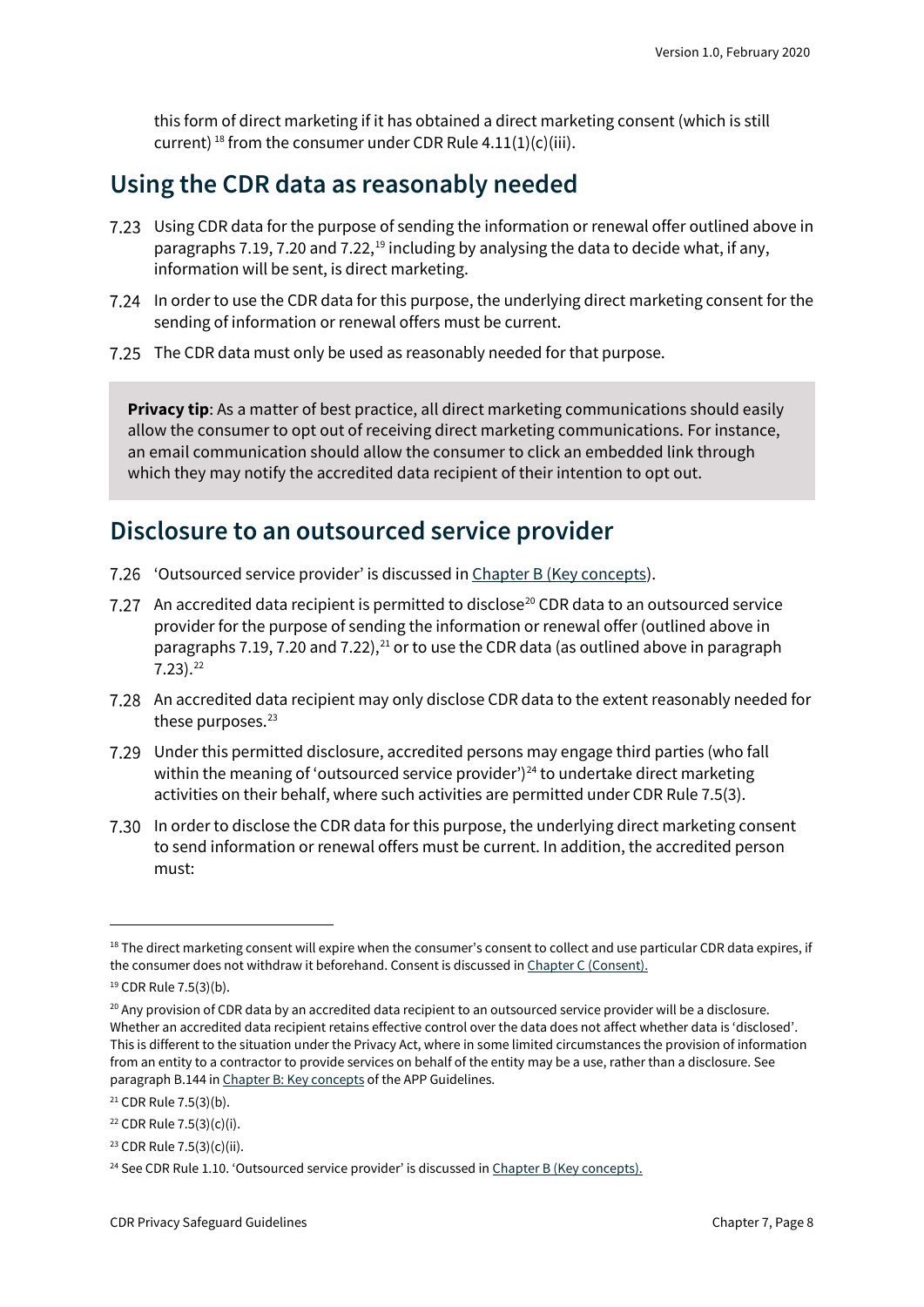this form of direct marketing if it has obtained a direct marketing consent (which is still current) [18] from the consumer under CDR Rule 4.11(1)(c)(iii).

## Using the CDR data as reasonably needed

7.23 Using CDR data for the purpose of sending the information or renewal offer outlined above in paragraphs 7.19, 7.20 and 7.22,[19] including by analysing the data to decide what, if any, information will be sent, is direct marketing.

7.24 In order to use the CDR data for this purpose, the underlying direct marketing consent for the sending of information or renewal offers must be current.

7.25 The CDR data must only be used as reasonably needed for that purpose.

> **Privacy tip**: As a matter of best practice, all direct marketing communications should easily allow the consumer to opt out of receiving direct marketing communications. For instance, an email communication should allow the consumer to click an embedded link through which they may notify the accredited data recipient of their intention to opt out.

## Disclosure to an outsourced service provider

7.26 'Outsourced service provider' is discussed in [Chapter B (Key concepts)](#).

7.27 An accredited data recipient is permitted to disclose[20] CDR data to an outsourced service provider for the purpose of sending the information or renewal offer (outlined above in paragraphs 7.19, 7.20 and 7.22),[21] or to use the CDR data (as outlined above in paragraph 7.23).[22]

7.28 An accredited data recipient may only disclose CDR data to the extent reasonably needed for these purposes.[23]

7.29 Under this permitted disclosure, accredited persons may engage third parties (who fall within the meaning of 'outsourced service provider')[24] to undertake direct marketing activities on their behalf, where such activities are permitted under CDR Rule 7.5(3).

7.30 In order to disclose the CDR data for this purpose, the underlying direct marketing consent to send information or renewal offers must be current. In addition, the accredited person must:

---

[18] The direct marketing consent will expire when the consumer's consent to collect and use particular CDR data expires, if the consumer does not withdraw it beforehand. Consent is discussed in Chapter C (Consent).

[19] CDR Rule 7.5(3)(b).

[20] Any provision of CDR data by an accredited data recipient to an outsourced service provider will be a disclosure. Whether an accredited data recipient retains effective control over the data does not affect whether data is 'disclosed'. This is different to the situation under the Privacy Act, where in some limited circumstances the provision of information from an entity to a contractor to provide services on behalf of the entity may be a use, rather than a disclosure. See paragraph B.144 in Chapter B: Key concepts of the APP Guidelines.

[21] CDR Rule 7.5(3)(b).

[22] CDR Rule 7.5(3)(c)(i).

[23] CDR Rule 7.5(3)(c)(ii).

[24] See CDR Rule 1.10. 'Outsourced service provider' is discussed in Chapter B (Key concepts).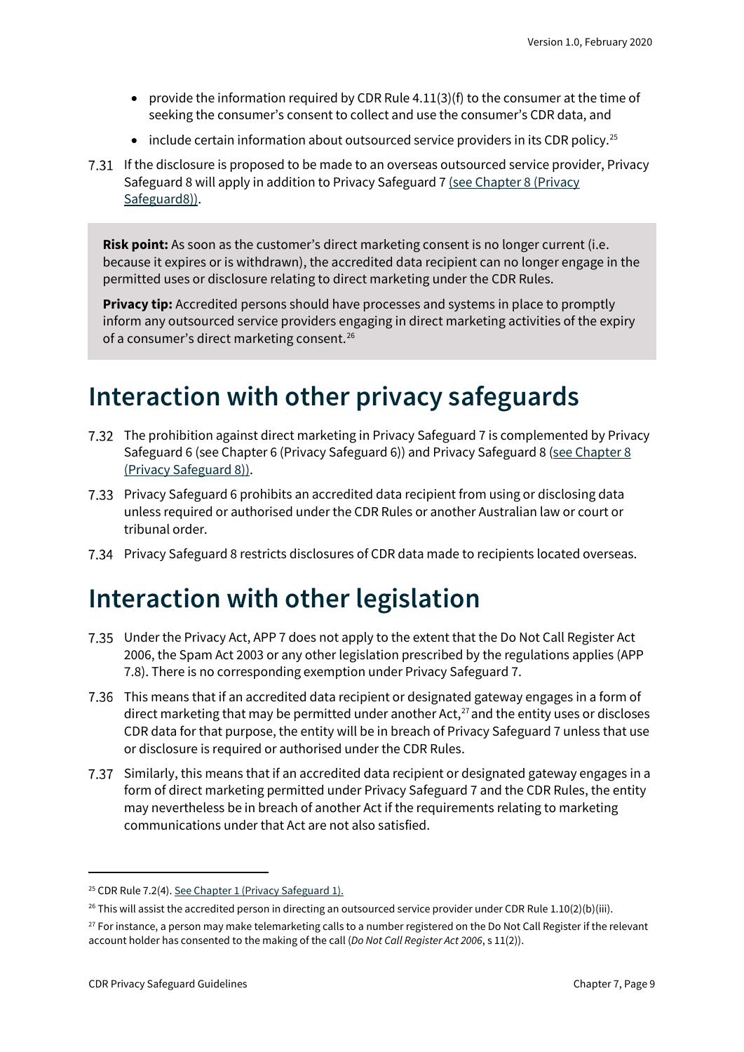- provide the information required by CDR Rule 4.11(3)(f) to the consumer at the time of seeking the consumer's consent to collect and use the consumer's CDR data, and
- include certain information about outsourced service providers in its CDR policy.[25]

7.31 If the disclosure is proposed to be made to an overseas outsourced service provider, Privacy Safeguard 8 will apply in addition to Privacy Safeguard 7 (see Chapter 8 (Privacy Safeguard8)).

**Risk point:** As soon as the customer's direct marketing consent is no longer current (i.e. because it expires or is withdrawn), the accredited data recipient can no longer engage in the permitted uses or disclosure relating to direct marketing under the CDR Rules.

**Privacy tip:** Accredited persons should have processes and systems in place to promptly inform any outsourced service providers engaging in direct marketing activities of the expiry of a consumer's direct marketing consent.[26]

# Interaction with other privacy safeguards

7.32 The prohibition against direct marketing in Privacy Safeguard 7 is complemented by Privacy Safeguard 6 (see Chapter 6 (Privacy Safeguard 6)) and Privacy Safeguard 8 (see Chapter 8 (Privacy Safeguard 8)).

7.33 Privacy Safeguard 6 prohibits an accredited data recipient from using or disclosing data unless required or authorised under the CDR Rules or another Australian law or court or tribunal order.

7.34 Privacy Safeguard 8 restricts disclosures of CDR data made to recipients located overseas.

# Interaction with other legislation

7.35 Under the Privacy Act, APP 7 does not apply to the extent that the Do Not Call Register Act 2006, the Spam Act 2003 or any other legislation prescribed by the regulations applies (APP 7.8). There is no corresponding exemption under Privacy Safeguard 7.

7.36 This means that if an accredited data recipient or designated gateway engages in a form of direct marketing that may be permitted under another Act,[27] and the entity uses or discloses CDR data for that purpose, the entity will be in breach of Privacy Safeguard 7 unless that use or disclosure is required or authorised under the CDR Rules.

7.37 Similarly, this means that if an accredited data recipient or designated gateway engages in a form of direct marketing permitted under Privacy Safeguard 7 and the CDR Rules, the entity may nevertheless be in breach of another Act if the requirements relating to marketing communications under that Act are not also satisfied.

---

[25] CDR Rule 7.2(4). See Chapter 1 (Privacy Safeguard 1).

[26] This will assist the accredited person in directing an outsourced service provider under CDR Rule 1.10(2)(b)(iii).

[27] For instance, a person may make telemarketing calls to a number registered on the Do Not Call Register if the relevant account holder has consented to the making of the call (*Do Not Call Register Act 2006*, s 11(2)).